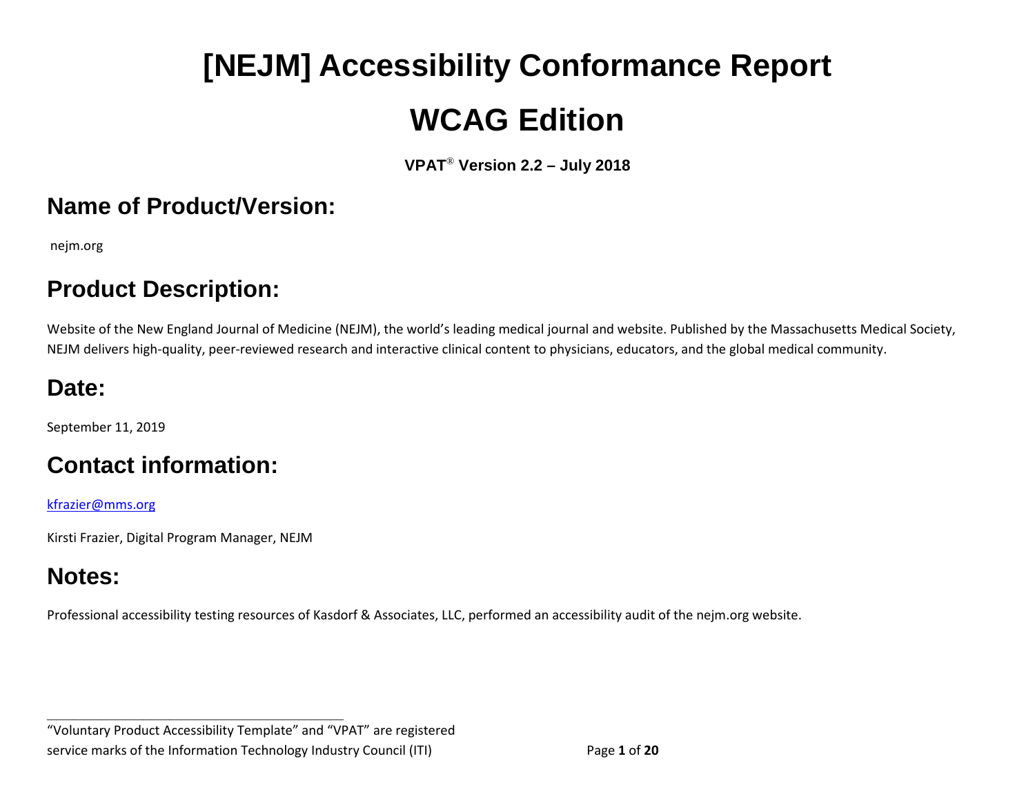# [NEJM] Accessibility Conformance Report

# WCAG Edition

**VPAT® Version 2.2 – July 2018**

## Name of Product/Version:

nejm.org

## Product Description:

Website of the New England Journal of Medicine (NEJM), the world's leading medical journal and website. Published by the Massachusetts Medical Society, NEJM delivers high-quality, peer-reviewed research and interactive clinical content to physicians, educators, and the global medical community.

## Date:

September 11, 2019

## Contact information:

kfrazier@mms.org

Kirsti Frazier, Digital Program Manager, NEJM

## Notes:

Professional accessibility testing resources of Kasdorf & Associates, LLC, performed an accessibility audit of the nejm.org website.

---

"Voluntary Product Accessibility Template" and "VPAT" are registered service marks of the Information Technology Industry Council (ITI)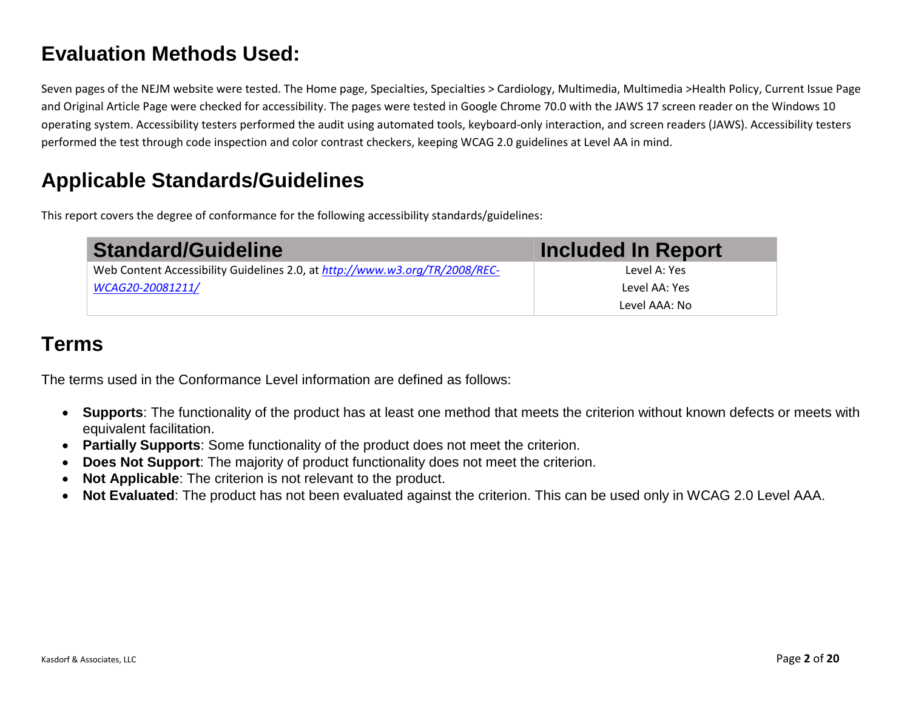## Evaluation Methods Used:

Seven pages of the NEJM website were tested. The Home page, Specialties, Specialties > Cardiology, Multimedia, Multimedia >Health Policy, Current Issue Page and Original Article Page were checked for accessibility. The pages were tested in Google Chrome 70.0 with the JAWS 17 screen reader on the Windows 10 operating system. Accessibility testers performed the audit using automated tools, keyboard-only interaction, and screen readers (JAWS). Accessibility testers performed the test through code inspection and color contrast checkers, keeping WCAG 2.0 guidelines at Level AA in mind.

## Applicable Standards/Guidelines

This report covers the degree of conformance for the following accessibility standards/guidelines:

| Standard/Guideline | Included In Report |
| --- | --- |
| Web Content Accessibility Guidelines 2.0, at *http://www.w3.org/TR/2008/REC-WCAG20-20081211/* | Level A: Yes<br>Level AA: Yes<br>Level AAA: No |

## Terms

The terms used in the Conformance Level information are defined as follows:

- **Supports**: The functionality of the product has at least one method that meets the criterion without known defects or meets with equivalent facilitation.
- **Partially Supports**: Some functionality of the product does not meet the criterion.
- **Does Not Support**: The majority of product functionality does not meet the criterion.
- **Not Applicable**: The criterion is not relevant to the product.
- **Not Evaluated**: The product has not been evaluated against the criterion. This can be used only in WCAG 2.0 Level AAA.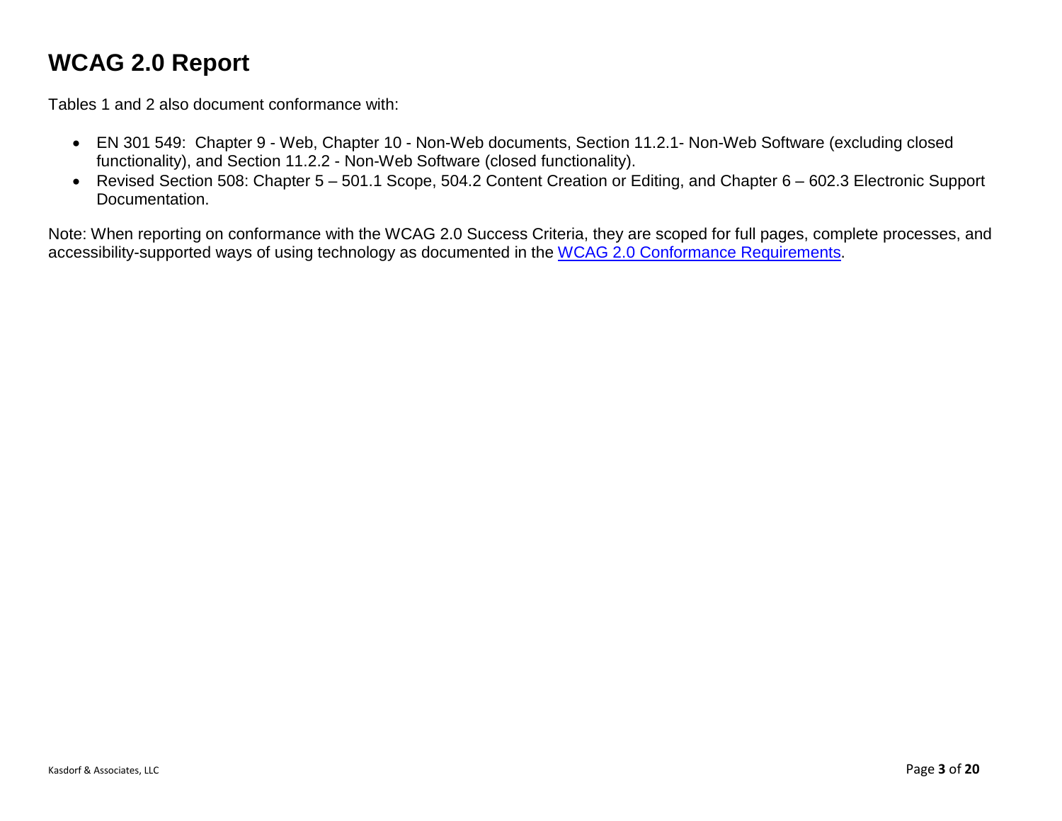# WCAG 2.0 Report

Tables 1 and 2 also document conformance with:

- EN 301 549: Chapter 9 - Web, Chapter 10 - Non-Web documents, Section 11.2.1- Non-Web Software (excluding closed functionality), and Section 11.2.2 - Non-Web Software (closed functionality).
- Revised Section 508: Chapter 5 – 501.1 Scope, 504.2 Content Creation or Editing, and Chapter 6 – 602.3 Electronic Support Documentation.

Note: When reporting on conformance with the WCAG 2.0 Success Criteria, they are scoped for full pages, complete processes, and accessibility-supported ways of using technology as documented in the WCAG 2.0 Conformance Requirements.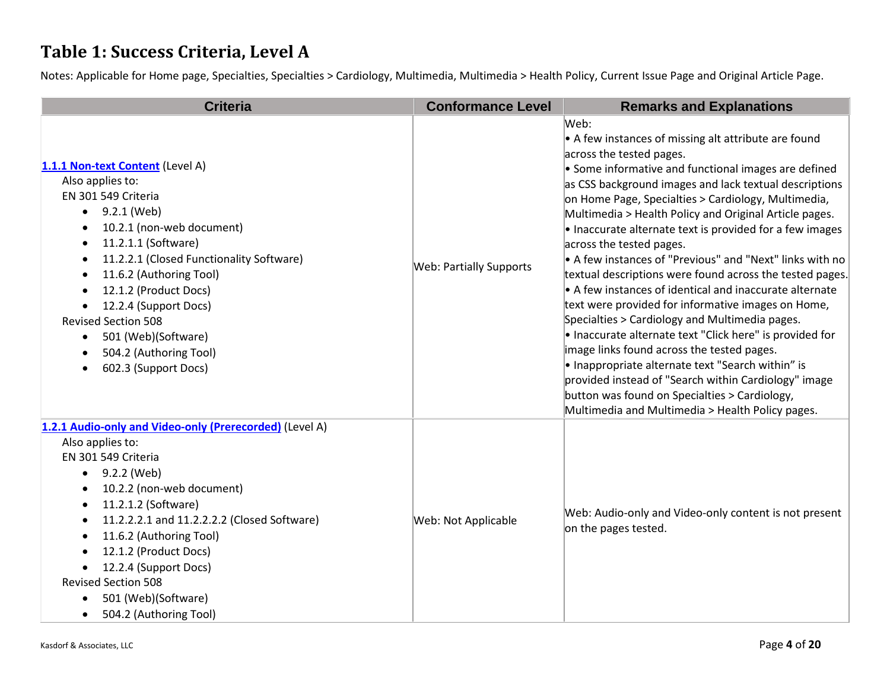# Table 1: Success Criteria, Level A

Notes: Applicable for Home page, Specialties, Specialties > Cardiology, Multimedia, Multimedia > Health Policy, Current Issue Page and Original Article Page.

| Criteria | Conformance Level | Remarks and Explanations |
| --- | --- | --- |
| **1.1.1 Non-text Content** (Level A)<br>Also applies to:<br>EN 301 549 Criteria<br>• 9.2.1 (Web)<br>• 10.2.1 (non-web document)<br>• 11.2.1.1 (Software)<br>• 11.2.2.1 (Closed Functionality Software)<br>• 11.6.2 (Authoring Tool)<br>• 12.1.2 (Product Docs)<br>• 12.2.4 (Support Docs)<br>Revised Section 508<br>• 501 (Web)(Software)<br>• 504.2 (Authoring Tool)<br>• 602.3 (Support Docs) | Web: Partially Supports | Web:<br>• A few instances of missing alt attribute are found across the tested pages.<br>• Some informative and functional images are defined as CSS background images and lack textual descriptions on Home Page, Specialties > Cardiology, Multimedia, Multimedia > Health Policy and Original Article pages.<br>• Inaccurate alternate text is provided for a few images across the tested pages.<br>• A few instances of "Previous" and "Next" links with no textual descriptions were found across the tested pages.<br>• A few instances of identical and inaccurate alternate text were provided for informative images on Home, Specialties > Cardiology and Multimedia pages.<br>• Inaccurate alternate text "Click here" is provided for image links found across the tested pages.<br>• Inappropriate alternate text "Search within" is provided instead of "Search within Cardiology" image button was found on Specialties > Cardiology, Multimedia and Multimedia > Health Policy pages. |
| **1.2.1 Audio-only and Video-only (Prerecorded)** (Level A)<br>Also applies to:<br>EN 301 549 Criteria<br>• 9.2.2 (Web)<br>• 10.2.2 (non-web document)<br>• 11.2.1.2 (Software)<br>• 11.2.2.2.1 and 11.2.2.2.2 (Closed Software)<br>• 11.6.2 (Authoring Tool)<br>• 12.1.2 (Product Docs)<br>• 12.2.4 (Support Docs)<br>Revised Section 508<br>• 501 (Web)(Software)<br>• 504.2 (Authoring Tool) | Web: Not Applicable | Web: Audio-only and Video-only content is not present on the pages tested. |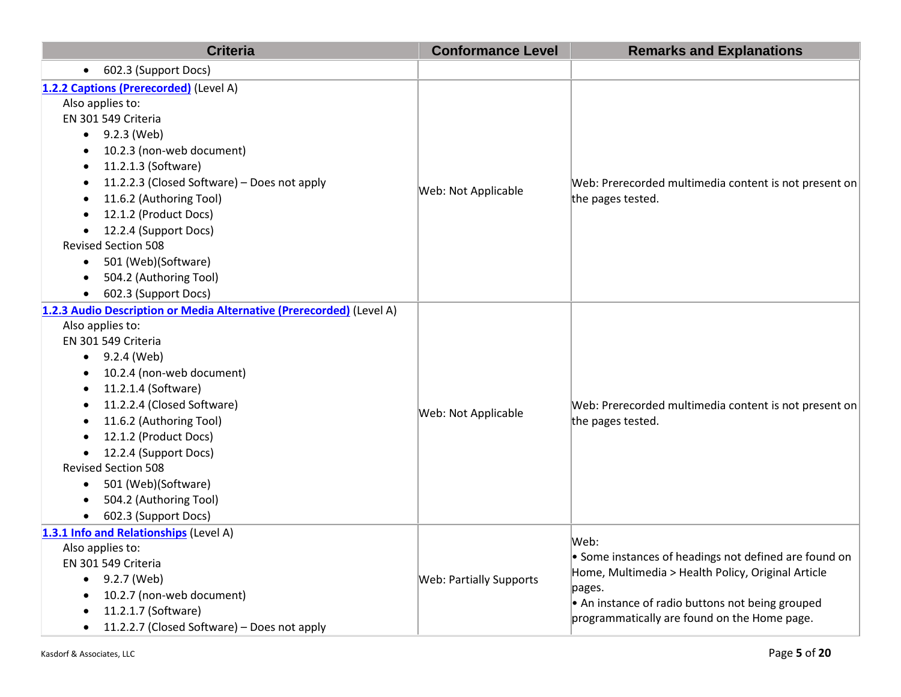| Criteria | Conformance Level | Remarks and Explanations |
|---|---|---|
| • 602.3 (Support Docs) | | |
| **1.2.2 Captions (Prerecorded)** (Level A)<br>Also applies to:<br>EN 301 549 Criteria<br>• 9.2.3 (Web)<br>• 10.2.3 (non-web document)<br>• 11.2.1.3 (Software)<br>• 11.2.2.3 (Closed Software) – Does not apply<br>• 11.6.2 (Authoring Tool)<br>• 12.1.2 (Product Docs)<br>• 12.2.4 (Support Docs)<br>Revised Section 508<br>• 501 (Web)(Software)<br>• 504.2 (Authoring Tool)<br>• 602.3 (Support Docs) | Web: Not Applicable | Web: Prerecorded multimedia content is not present on the pages tested. |
| **1.2.3 Audio Description or Media Alternative (Prerecorded)** (Level A)<br>Also applies to:<br>EN 301 549 Criteria<br>• 9.2.4 (Web)<br>• 10.2.4 (non-web document)<br>• 11.2.1.4 (Software)<br>• 11.2.2.4 (Closed Software)<br>• 11.6.2 (Authoring Tool)<br>• 12.1.2 (Product Docs)<br>• 12.2.4 (Support Docs)<br>Revised Section 508<br>• 501 (Web)(Software)<br>• 504.2 (Authoring Tool)<br>• 602.3 (Support Docs) | Web: Not Applicable | Web: Prerecorded multimedia content is not present on the pages tested. |
| **1.3.1 Info and Relationships** (Level A)<br>Also applies to:<br>EN 301 549 Criteria<br>• 9.2.7 (Web)<br>• 10.2.7 (non-web document)<br>• 11.2.1.7 (Software)<br>• 11.2.2.7 (Closed Software) – Does not apply | Web: Partially Supports | Web:<br>• Some instances of headings not defined are found on Home, Multimedia > Health Policy, Original Article pages.<br>• An instance of radio buttons not being grouped programmatically are found on the Home page. |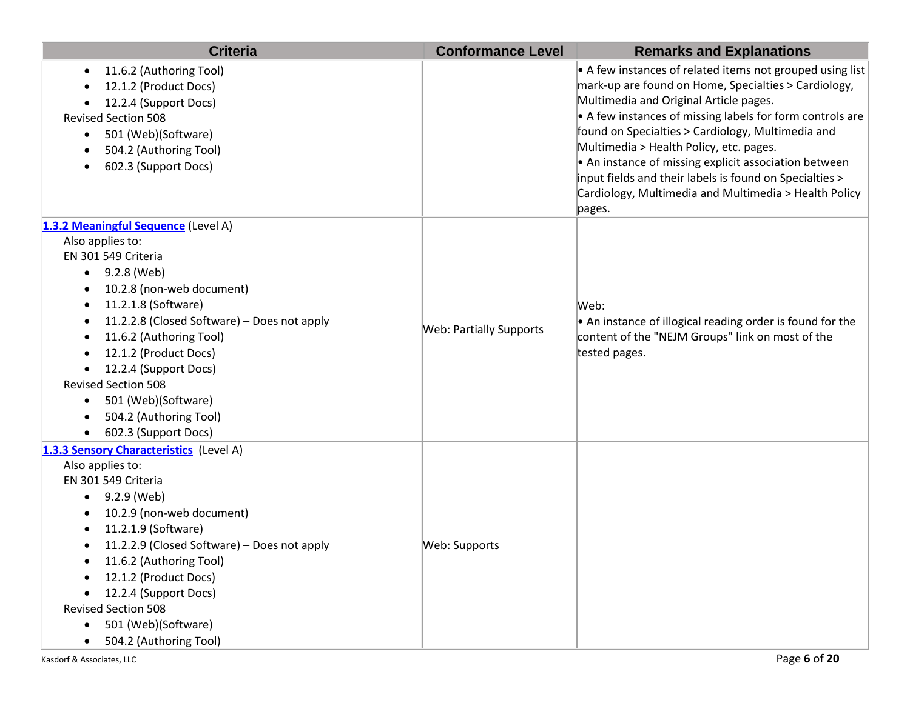| Criteria | Conformance Level | Remarks and Explanations |
|---|---|---|
| • 11.6.2 (Authoring Tool)<br>• 12.1.2 (Product Docs)<br>• 12.2.4 (Support Docs)<br>Revised Section 508<br>• 501 (Web)(Software)<br>• 504.2 (Authoring Tool)<br>• 602.3 (Support Docs) | | • A few instances of related items not grouped using list mark-up are found on Home, Specialties > Cardiology, Multimedia and Original Article pages.<br>• A few instances of missing labels for form controls are found on Specialties > Cardiology, Multimedia and Multimedia > Health Policy, etc. pages.<br>• An instance of missing explicit association between input fields and their labels is found on Specialties > Cardiology, Multimedia and Multimedia > Health Policy pages. |
| **1.3.2 Meaningful Sequence** (Level A)<br>Also applies to:<br>EN 301 549 Criteria<br>• 9.2.8 (Web)<br>• 10.2.8 (non-web document)<br>• 11.2.1.8 (Software)<br>• 11.2.2.8 (Closed Software) – Does not apply<br>• 11.6.2 (Authoring Tool)<br>• 12.1.2 (Product Docs)<br>• 12.2.4 (Support Docs)<br>Revised Section 508<br>• 501 (Web)(Software)<br>• 504.2 (Authoring Tool)<br>• 602.3 (Support Docs) | Web: Partially Supports | Web:<br>• An instance of illogical reading order is found for the content of the "NEJM Groups" link on most of the tested pages. |
| **1.3.3 Sensory Characteristics** (Level A)<br>Also applies to:<br>EN 301 549 Criteria<br>• 9.2.9 (Web)<br>• 10.2.9 (non-web document)<br>• 11.2.1.9 (Software)<br>• 11.2.2.9 (Closed Software) – Does not apply<br>• 11.6.2 (Authoring Tool)<br>• 12.1.2 (Product Docs)<br>• 12.2.4 (Support Docs)<br>Revised Section 508<br>• 501 (Web)(Software)<br>• 504.2 (Authoring Tool) | Web: Supports | |

Kasdorf & Associates, LLC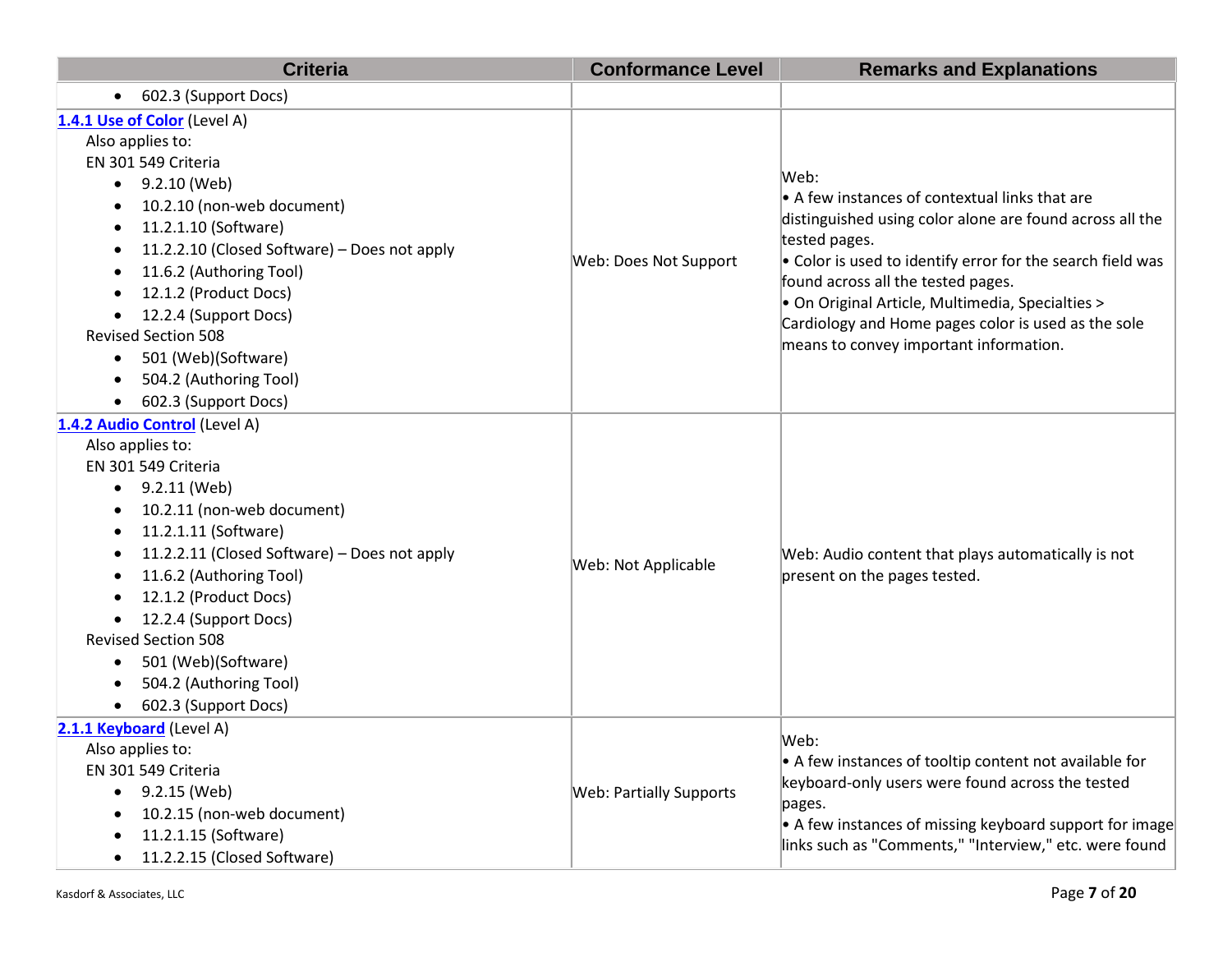| Criteria | Conformance Level | Remarks and Explanations |
|---|---|---|
| • 602.3 (Support Docs) | | |
| **[1.4.1 Use of Color](#)** (Level A)<br>Also applies to:<br>EN 301 549 Criteria<br>• 9.2.10 (Web)<br>• 10.2.10 (non-web document)<br>• 11.2.1.10 (Software)<br>• 11.2.2.10 (Closed Software) – Does not apply<br>• 11.6.2 (Authoring Tool)<br>• 12.1.2 (Product Docs)<br>• 12.2.4 (Support Docs)<br>Revised Section 508<br>• 501 (Web)(Software)<br>• 504.2 (Authoring Tool)<br>• 602.3 (Support Docs) | Web: Does Not Support | Web:<br>• A few instances of contextual links that are distinguished using color alone are found across all the tested pages.<br>• Color is used to identify error for the search field was found across all the tested pages.<br>• On Original Article, Multimedia, Specialties > Cardiology and Home pages color is used as the sole means to convey important information. |
| **[1.4.2 Audio Control](#)** (Level A)<br>Also applies to:<br>EN 301 549 Criteria<br>• 9.2.11 (Web)<br>• 10.2.11 (non-web document)<br>• 11.2.1.11 (Software)<br>• 11.2.2.11 (Closed Software) – Does not apply<br>• 11.6.2 (Authoring Tool)<br>• 12.1.2 (Product Docs)<br>• 12.2.4 (Support Docs)<br>Revised Section 508<br>• 501 (Web)(Software)<br>• 504.2 (Authoring Tool)<br>• 602.3 (Support Docs) | Web: Not Applicable | Web: Audio content that plays automatically is not present on the pages tested. |
| **[2.1.1 Keyboard](#)** (Level A)<br>Also applies to:<br>EN 301 549 Criteria<br>• 9.2.15 (Web)<br>• 10.2.15 (non-web document)<br>• 11.2.1.15 (Software)<br>• 11.2.2.15 (Closed Software) | Web: Partially Supports | Web:<br>• A few instances of tooltip content not available for keyboard-only users were found across the tested pages.<br>• A few instances of missing keyboard support for image links such as "Comments," "Interview," etc. were found |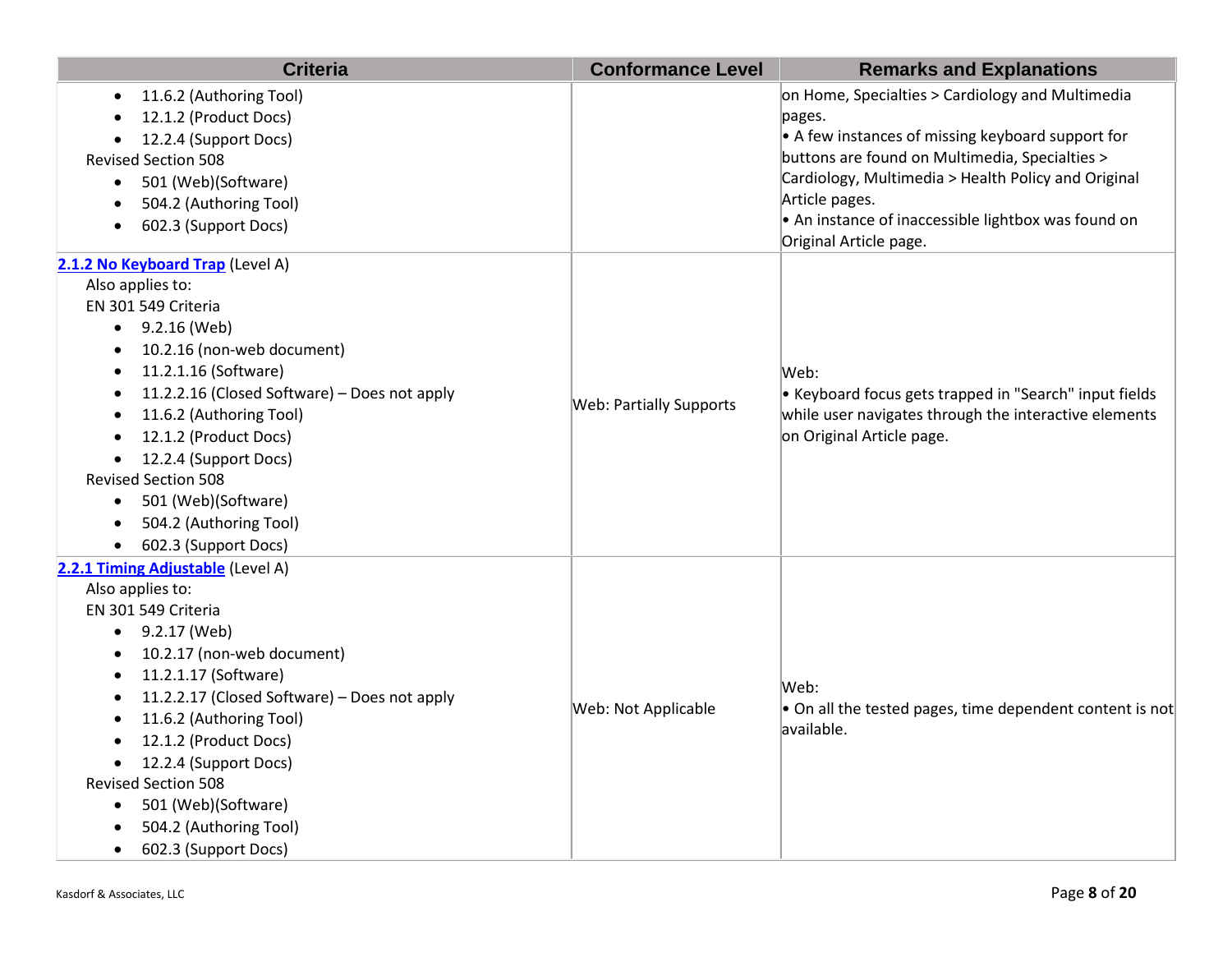| Criteria | Conformance Level | Remarks and Explanations |
|---|---|---|
| • 11.6.2 (Authoring Tool)<br>• 12.1.2 (Product Docs)<br>• 12.2.4 (Support Docs)<br>Revised Section 508<br>• 501 (Web)(Software)<br>• 504.2 (Authoring Tool)<br>• 602.3 (Support Docs) | | on Home, Specialties > Cardiology and Multimedia pages.<br>• A few instances of missing keyboard support for buttons are found on Multimedia, Specialties > Cardiology, Multimedia > Health Policy and Original Article pages.<br>• An instance of inaccessible lightbox was found on Original Article page. |
| **2.1.2 No Keyboard Trap** (Level A)<br>Also applies to:<br>EN 301 549 Criteria<br>• 9.2.16 (Web)<br>• 10.2.16 (non-web document)<br>• 11.2.1.16 (Software)<br>• 11.2.2.16 (Closed Software) – Does not apply<br>• 11.6.2 (Authoring Tool)<br>• 12.1.2 (Product Docs)<br>• 12.2.4 (Support Docs)<br>Revised Section 508<br>• 501 (Web)(Software)<br>• 504.2 (Authoring Tool)<br>• 602.3 (Support Docs) | Web: Partially Supports | Web:<br>• Keyboard focus gets trapped in "Search" input fields while user navigates through the interactive elements on Original Article page. |
| **2.2.1 Timing Adjustable** (Level A)<br>Also applies to:<br>EN 301 549 Criteria<br>• 9.2.17 (Web)<br>• 10.2.17 (non-web document)<br>• 11.2.1.17 (Software)<br>• 11.2.2.17 (Closed Software) – Does not apply<br>• 11.6.2 (Authoring Tool)<br>• 12.1.2 (Product Docs)<br>• 12.2.4 (Support Docs)<br>Revised Section 508<br>• 501 (Web)(Software)<br>• 504.2 (Authoring Tool)<br>• 602.3 (Support Docs) | Web: Not Applicable | Web:<br>• On all the tested pages, time dependent content is not available. |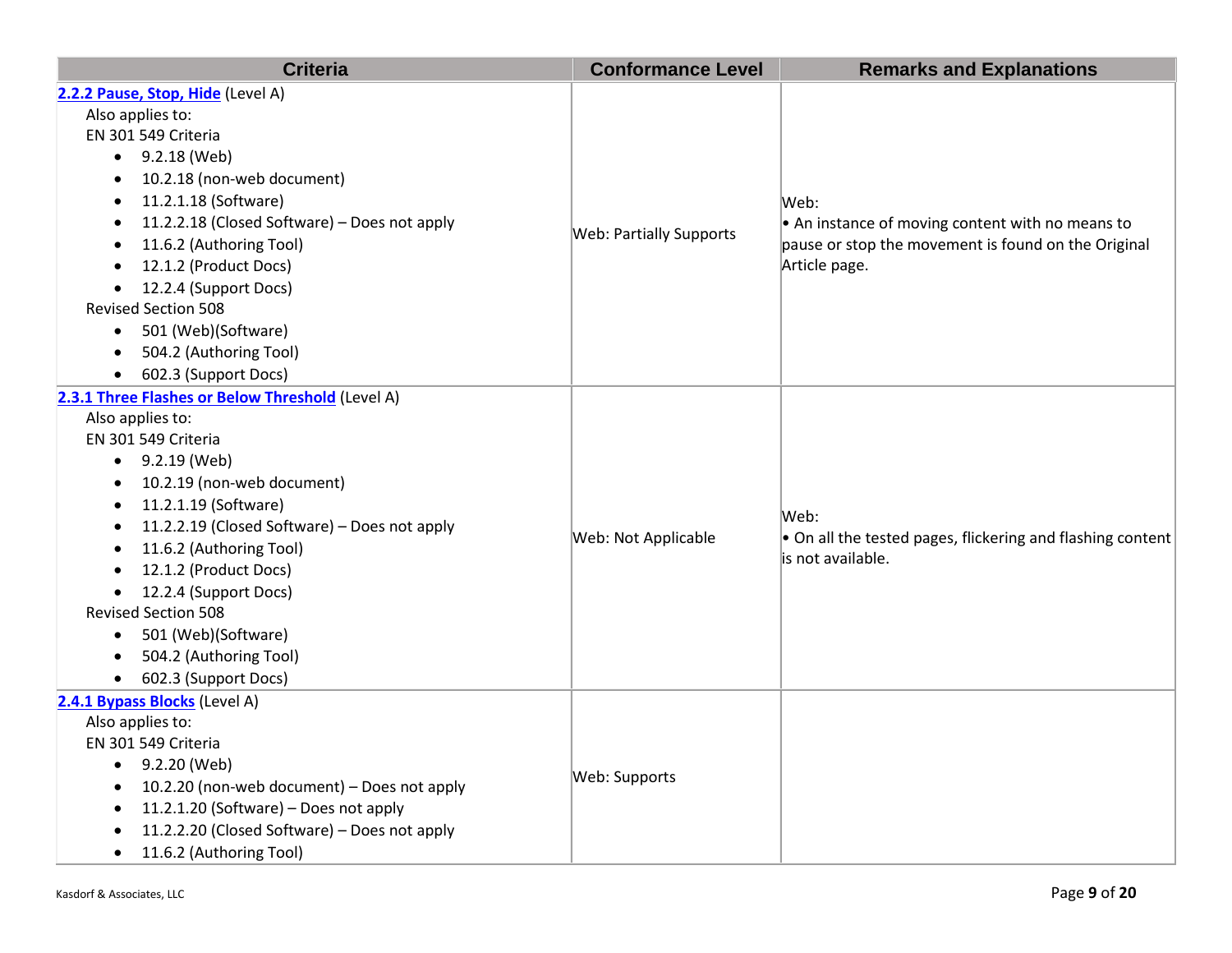| Criteria | Conformance Level | Remarks and Explanations |
| --- | --- | --- |
| **[2.2.2 Pause, Stop, Hide](#)** (Level A)<br>Also applies to:<br>EN 301 549 Criteria<br>• 9.2.18 (Web)<br>• 10.2.18 (non-web document)<br>• 11.2.1.18 (Software)<br>• 11.2.2.18 (Closed Software) – Does not apply<br>• 11.6.2 (Authoring Tool)<br>• 12.1.2 (Product Docs)<br>• 12.2.4 (Support Docs)<br>Revised Section 508<br>• 501 (Web)(Software)<br>• 504.2 (Authoring Tool)<br>• 602.3 (Support Docs) | Web: Partially Supports | Web:<br>• An instance of moving content with no means to pause or stop the movement is found on the Original Article page. |
| **[2.3.1 Three Flashes or Below Threshold](#)** (Level A)<br>Also applies to:<br>EN 301 549 Criteria<br>• 9.2.19 (Web)<br>• 10.2.19 (non-web document)<br>• 11.2.1.19 (Software)<br>• 11.2.2.19 (Closed Software) – Does not apply<br>• 11.6.2 (Authoring Tool)<br>• 12.1.2 (Product Docs)<br>• 12.2.4 (Support Docs)<br>Revised Section 508<br>• 501 (Web)(Software)<br>• 504.2 (Authoring Tool)<br>• 602.3 (Support Docs) | Web: Not Applicable | Web:<br>• On all the tested pages, flickering and flashing content is not available. |
| **[2.4.1 Bypass Blocks](#)** (Level A)<br>Also applies to:<br>EN 301 549 Criteria<br>• 9.2.20 (Web)<br>• 10.2.20 (non-web document) – Does not apply<br>• 11.2.1.20 (Software) – Does not apply<br>• 11.2.2.20 (Closed Software) – Does not apply<br>• 11.6.2 (Authoring Tool) | Web: Supports | |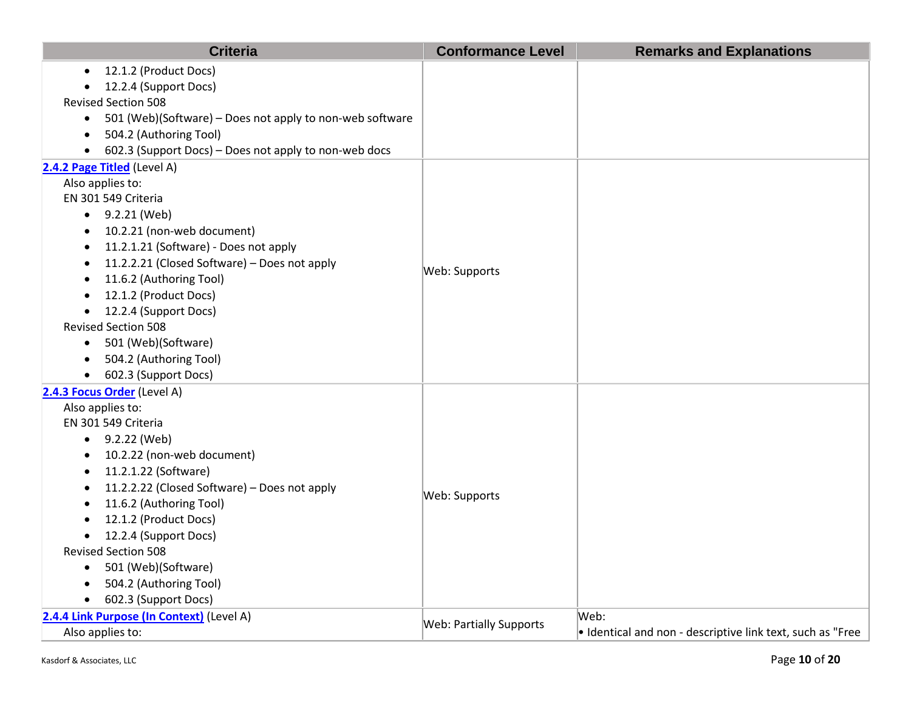| Criteria | Conformance Level | Remarks and Explanations |
|---|---|---|
| • 12.1.2 (Product Docs)<br>• 12.2.4 (Support Docs)<br>Revised Section 508<br>• 501 (Web)(Software) – Does not apply to non-web software<br>• 504.2 (Authoring Tool)<br>• 602.3 (Support Docs) – Does not apply to non-web docs | | |
| [2.4.2 Page Titled](#) (Level A)<br>Also applies to:<br>EN 301 549 Criteria<br>• 9.2.21 (Web)<br>• 10.2.21 (non-web document)<br>• 11.2.1.21 (Software) - Does not apply<br>• 11.2.2.21 (Closed Software) – Does not apply<br>• 11.6.2 (Authoring Tool)<br>• 12.1.2 (Product Docs)<br>• 12.2.4 (Support Docs)<br>Revised Section 508<br>• 501 (Web)(Software)<br>• 504.2 (Authoring Tool)<br>• 602.3 (Support Docs) | Web: Supports | |
| [2.4.3 Focus Order](#) (Level A)<br>Also applies to:<br>EN 301 549 Criteria<br>• 9.2.22 (Web)<br>• 10.2.22 (non-web document)<br>• 11.2.1.22 (Software)<br>• 11.2.2.22 (Closed Software) – Does not apply<br>• 11.6.2 (Authoring Tool)<br>• 12.1.2 (Product Docs)<br>• 12.2.4 (Support Docs)<br>Revised Section 508<br>• 501 (Web)(Software)<br>• 504.2 (Authoring Tool)<br>• 602.3 (Support Docs) | Web: Supports | |
| [2.4.4 Link Purpose (In Context)](#) (Level A)<br>Also applies to: | Web: Partially Supports | Web:<br>• Identical and non - descriptive link text, such as "Free |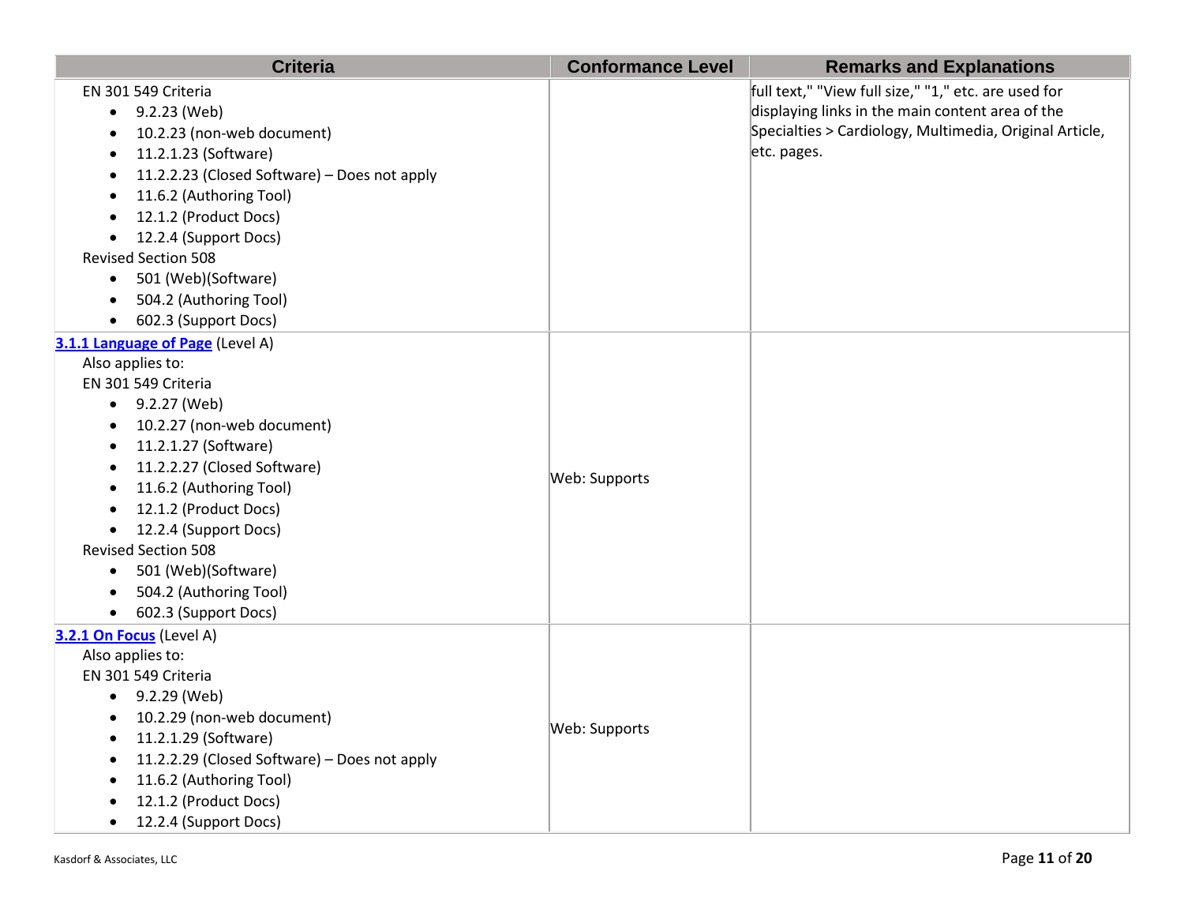| Criteria | Conformance Level | Remarks and Explanations |
|---|---|---|
| EN 301 549 Criteria<br>• 9.2.23 (Web)<br>• 10.2.23 (non-web document)<br>• 11.2.1.23 (Software)<br>• 11.2.2.23 (Closed Software) – Does not apply<br>• 11.6.2 (Authoring Tool)<br>• 12.1.2 (Product Docs)<br>• 12.2.4 (Support Docs)<br>Revised Section 508<br>• 501 (Web)(Software)<br>• 504.2 (Authoring Tool)<br>• 602.3 (Support Docs) | | full text," "View full size," "1," etc. are used for displaying links in the main content area of the Specialties > Cardiology, Multimedia, Original Article, etc. pages. |
| **3.1.1 Language of Page** (Level A)<br>Also applies to:<br>EN 301 549 Criteria<br>• 9.2.27 (Web)<br>• 10.2.27 (non-web document)<br>• 11.2.1.27 (Software)<br>• 11.2.2.27 (Closed Software)<br>• 11.6.2 (Authoring Tool)<br>• 12.1.2 (Product Docs)<br>• 12.2.4 (Support Docs)<br>Revised Section 508<br>• 501 (Web)(Software)<br>• 504.2 (Authoring Tool)<br>• 602.3 (Support Docs) | Web: Supports | |
| **3.2.1 On Focus** (Level A)<br>Also applies to:<br>EN 301 549 Criteria<br>• 9.2.29 (Web)<br>• 10.2.29 (non-web document)<br>• 11.2.1.29 (Software)<br>• 11.2.2.29 (Closed Software) – Does not apply<br>• 11.6.2 (Authoring Tool)<br>• 12.1.2 (Product Docs)<br>• 12.2.4 (Support Docs) | Web: Supports | |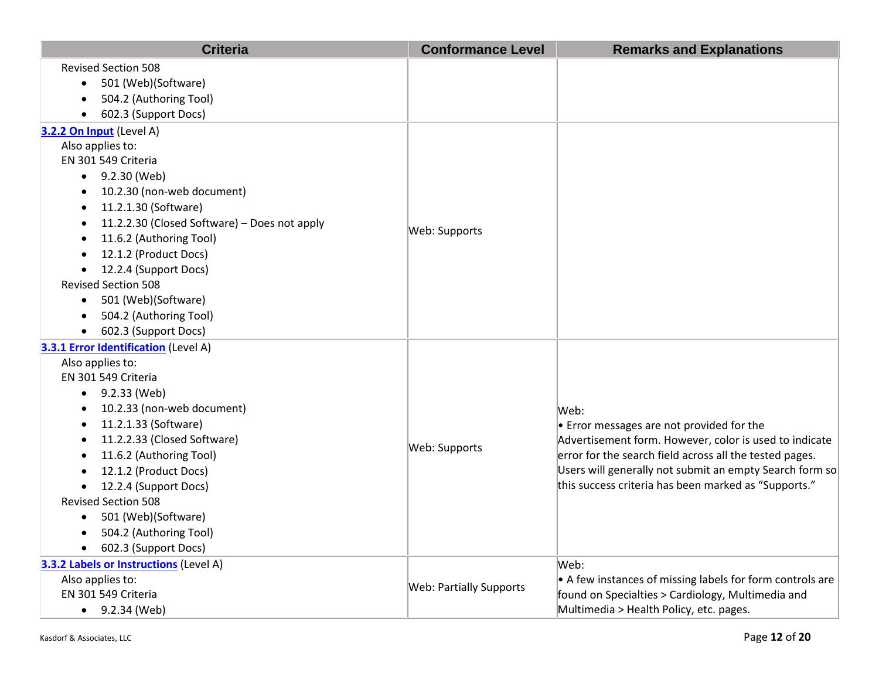| Criteria | Conformance Level | Remarks and Explanations |
|---|---|---|
| Revised Section 508<br>• 501 (Web)(Software)<br>• 504.2 (Authoring Tool)<br>• 602.3 (Support Docs) | | |
| **[3.2.2 On Input]** (Level A)<br>Also applies to:<br>EN 301 549 Criteria<br>• 9.2.30 (Web)<br>• 10.2.30 (non-web document)<br>• 11.2.1.30 (Software)<br>• 11.2.2.30 (Closed Software) – Does not apply<br>• 11.6.2 (Authoring Tool)<br>• 12.1.2 (Product Docs)<br>• 12.2.4 (Support Docs)<br>Revised Section 508<br>• 501 (Web)(Software)<br>• 504.2 (Authoring Tool)<br>• 602.3 (Support Docs) | Web: Supports | |
| **[3.3.1 Error Identification]** (Level A)<br>Also applies to:<br>EN 301 549 Criteria<br>• 9.2.33 (Web)<br>• 10.2.33 (non-web document)<br>• 11.2.1.33 (Software)<br>• 11.2.2.33 (Closed Software)<br>• 11.6.2 (Authoring Tool)<br>• 12.1.2 (Product Docs)<br>• 12.2.4 (Support Docs)<br>Revised Section 508<br>• 501 (Web)(Software)<br>• 504.2 (Authoring Tool)<br>• 602.3 (Support Docs) | Web: Supports | Web:<br>• Error messages are not provided for the Advertisement form. However, color is used to indicate error for the search field across all the tested pages. Users will generally not submit an empty Search form so this success criteria has been marked as "Supports." |
| **[3.3.2 Labels or Instructions]** (Level A)<br>Also applies to:<br>EN 301 549 Criteria<br>• 9.2.34 (Web) | Web: Partially Supports | Web:<br>• A few instances of missing labels for form controls are found on Specialties > Cardiology, Multimedia and Multimedia > Health Policy, etc. pages. |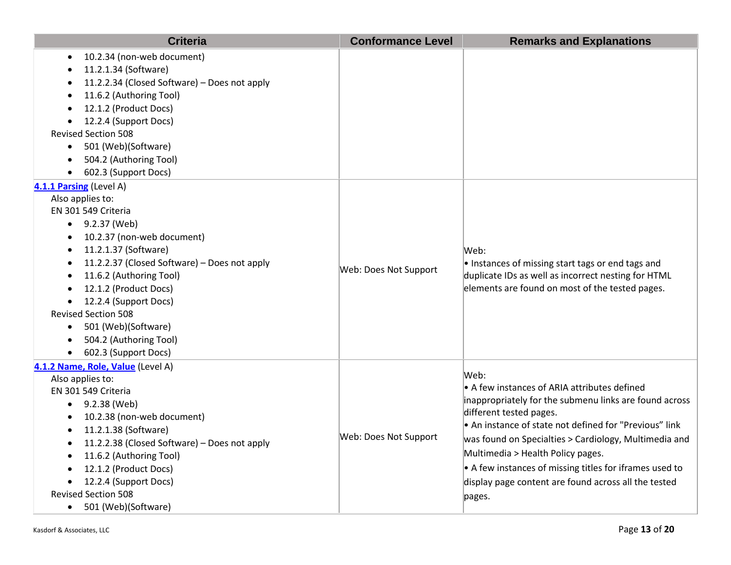| Criteria | Conformance Level | Remarks and Explanations |
|---|---|---|
| • 10.2.34 (non-web document)<br>• 11.2.1.34 (Software)<br>• 11.2.2.34 (Closed Software) – Does not apply<br>• 11.6.2 (Authoring Tool)<br>• 12.1.2 (Product Docs)<br>• 12.2.4 (Support Docs)<br>Revised Section 508<br>• 501 (Web)(Software)<br>• 504.2 (Authoring Tool)<br>• 602.3 (Support Docs) | | |
| **4.1.1 Parsing** (Level A)<br>Also applies to:<br>EN 301 549 Criteria<br>• 9.2.37 (Web)<br>• 10.2.37 (non-web document)<br>• 11.2.1.37 (Software)<br>• 11.2.2.37 (Closed Software) – Does not apply<br>• 11.6.2 (Authoring Tool)<br>• 12.1.2 (Product Docs)<br>• 12.2.4 (Support Docs)<br>Revised Section 508<br>• 501 (Web)(Software)<br>• 504.2 (Authoring Tool)<br>• 602.3 (Support Docs) | Web: Does Not Support | Web:<br>• Instances of missing start tags or end tags and duplicate IDs as well as incorrect nesting for HTML elements are found on most of the tested pages. |
| **4.1.2 Name, Role, Value** (Level A)<br>Also applies to:<br>EN 301 549 Criteria<br>• 9.2.38 (Web)<br>• 10.2.38 (non-web document)<br>• 11.2.1.38 (Software)<br>• 11.2.2.38 (Closed Software) – Does not apply<br>• 11.6.2 (Authoring Tool)<br>• 12.1.2 (Product Docs)<br>• 12.2.4 (Support Docs)<br>Revised Section 508<br>• 501 (Web)(Software) | Web: Does Not Support | Web:<br>• A few instances of ARIA attributes defined inappropriately for the submenu links are found across different tested pages.<br>• An instance of state not defined for "Previous" link was found on Specialties > Cardiology, Multimedia and Multimedia > Health Policy pages.<br>• A few instances of missing titles for iframes used to display page content are found across all the tested pages. |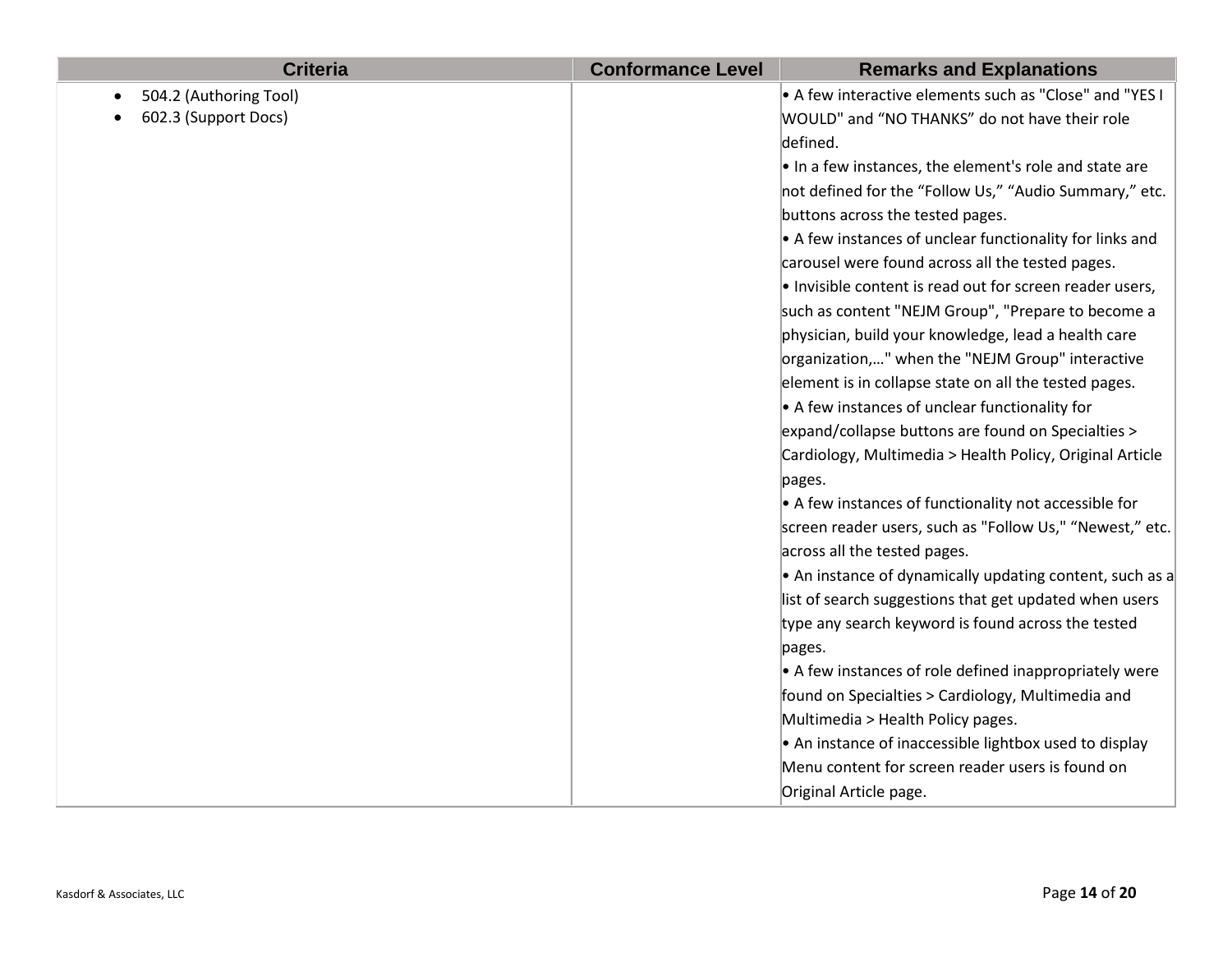| Criteria | Conformance Level | Remarks and Explanations |
|---|---|---|
| • 504.2 (Authoring Tool)<br>• 602.3 (Support Docs) | | • A few interactive elements such as "Close" and "YES I WOULD" and “NO THANKS” do not have their role defined.<br>• In a few instances, the element's role and state are not defined for the “Follow Us,” “Audio Summary,” etc. buttons across the tested pages.<br>• A few instances of unclear functionality for links and carousel were found across all the tested pages.<br>• Invisible content is read out for screen reader users, such as content "NEJM Group", "Prepare to become a physician, build your knowledge, lead a health care organization,…" when the "NEJM Group" interactive element is in collapse state on all the tested pages.<br>• A few instances of unclear functionality for expand/collapse buttons are found on Specialties > Cardiology, Multimedia > Health Policy, Original Article pages.<br>• A few instances of functionality not accessible for screen reader users, such as "Follow Us," “Newest,” etc. across all the tested pages.<br>• An instance of dynamically updating content, such as a list of search suggestions that get updated when users type any search keyword is found across the tested pages.<br>• A few instances of role defined inappropriately were found on Specialties > Cardiology, Multimedia and Multimedia > Health Policy pages.<br>• An instance of inaccessible lightbox used to display Menu content for screen reader users is found on Original Article page. |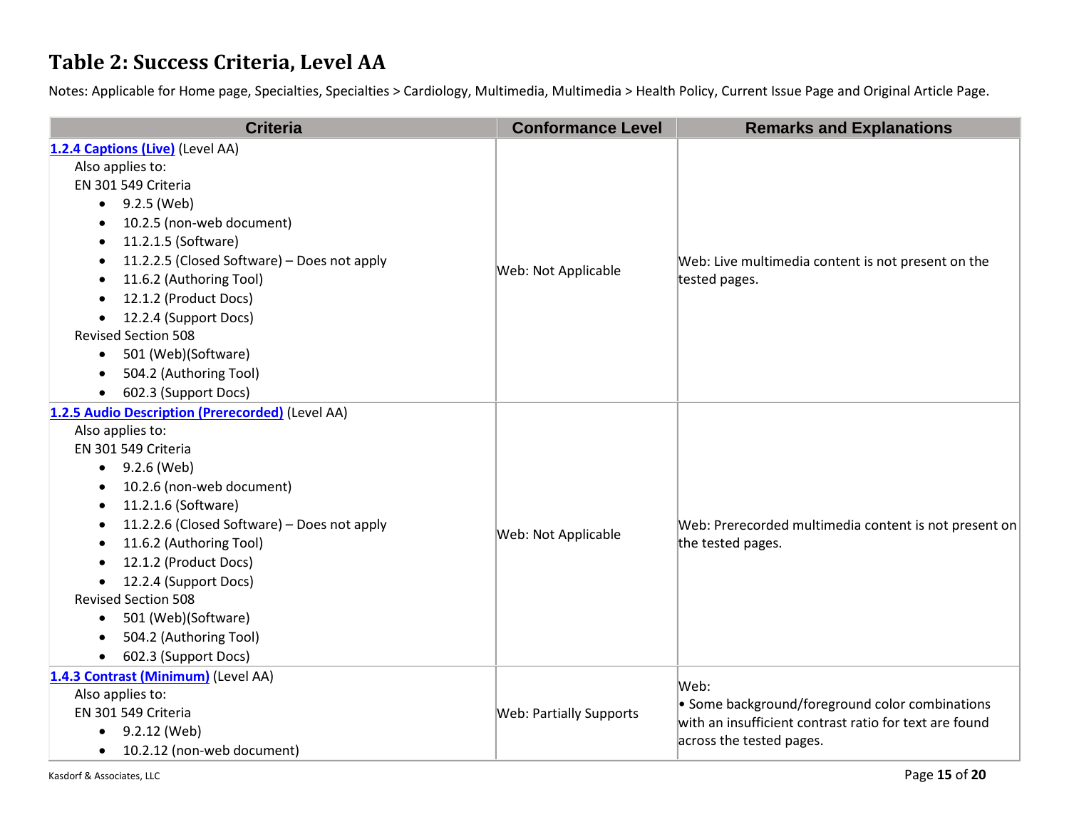# Table 2: Success Criteria, Level AA

Notes: Applicable for Home page, Specialties, Specialties > Cardiology, Multimedia, Multimedia > Health Policy, Current Issue Page and Original Article Page.

| Criteria | Conformance Level | Remarks and Explanations |
| --- | --- | --- |
| **1.2.4 Captions (Live)** (Level AA)<br>Also applies to:<br>EN 301 549 Criteria<br>• 9.2.5 (Web)<br>• 10.2.5 (non-web document)<br>• 11.2.1.5 (Software)<br>• 11.2.2.5 (Closed Software) – Does not apply<br>• 11.6.2 (Authoring Tool)<br>• 12.1.2 (Product Docs)<br>• 12.2.4 (Support Docs)<br>Revised Section 508<br>• 501 (Web)(Software)<br>• 504.2 (Authoring Tool)<br>• 602.3 (Support Docs) | Web: Not Applicable | Web: Live multimedia content is not present on the tested pages. |
| **1.2.5 Audio Description (Prerecorded)** (Level AA)<br>Also applies to:<br>EN 301 549 Criteria<br>• 9.2.6 (Web)<br>• 10.2.6 (non-web document)<br>• 11.2.1.6 (Software)<br>• 11.2.2.6 (Closed Software) – Does not apply<br>• 11.6.2 (Authoring Tool)<br>• 12.1.2 (Product Docs)<br>• 12.2.4 (Support Docs)<br>Revised Section 508<br>• 501 (Web)(Software)<br>• 504.2 (Authoring Tool)<br>• 602.3 (Support Docs) | Web: Not Applicable | Web: Prerecorded multimedia content is not present on the tested pages. |
| **1.4.3 Contrast (Minimum)** (Level AA)<br>Also applies to:<br>EN 301 549 Criteria<br>• 9.2.12 (Web)<br>• 10.2.12 (non-web document) | Web: Partially Supports | Web:<br>• Some background/foreground color combinations with an insufficient contrast ratio for text are found across the tested pages. |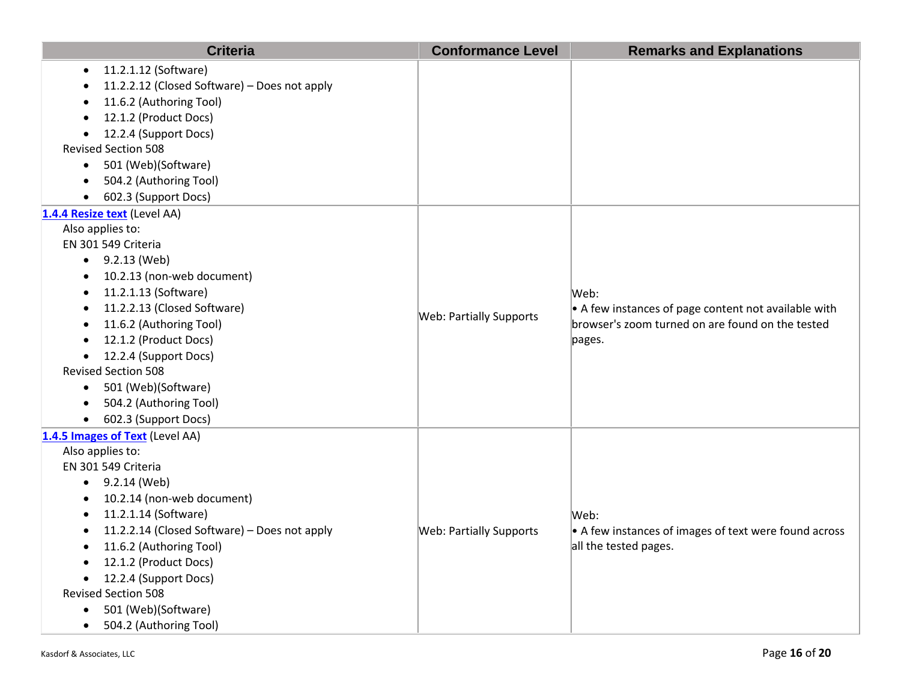| Criteria | Conformance Level | Remarks and Explanations |
|---|---|---|
| • 11.2.1.12 (Software)<br>• 11.2.2.12 (Closed Software) – Does not apply<br>• 11.6.2 (Authoring Tool)<br>• 12.1.2 (Product Docs)<br>• 12.2.4 (Support Docs)<br>Revised Section 508<br>• 501 (Web)(Software)<br>• 504.2 (Authoring Tool)<br>• 602.3 (Support Docs) | | |
| **1.4.4 Resize text** (Level AA)<br>Also applies to:<br>EN 301 549 Criteria<br>• 9.2.13 (Web)<br>• 10.2.13 (non-web document)<br>• 11.2.1.13 (Software)<br>• 11.2.2.13 (Closed Software)<br>• 11.6.2 (Authoring Tool)<br>• 12.1.2 (Product Docs)<br>• 12.2.4 (Support Docs)<br>Revised Section 508<br>• 501 (Web)(Software)<br>• 504.2 (Authoring Tool)<br>• 602.3 (Support Docs) | Web: Partially Supports | Web:<br>• A few instances of page content not available with browser's zoom turned on are found on the tested pages. |
| **1.4.5 Images of Text** (Level AA)<br>Also applies to:<br>EN 301 549 Criteria<br>• 9.2.14 (Web)<br>• 10.2.14 (non-web document)<br>• 11.2.1.14 (Software)<br>• 11.2.2.14 (Closed Software) – Does not apply<br>• 11.6.2 (Authoring Tool)<br>• 12.1.2 (Product Docs)<br>• 12.2.4 (Support Docs)<br>Revised Section 508<br>• 501 (Web)(Software)<br>• 504.2 (Authoring Tool) | Web: Partially Supports | Web:<br>• A few instances of images of text were found across all the tested pages. |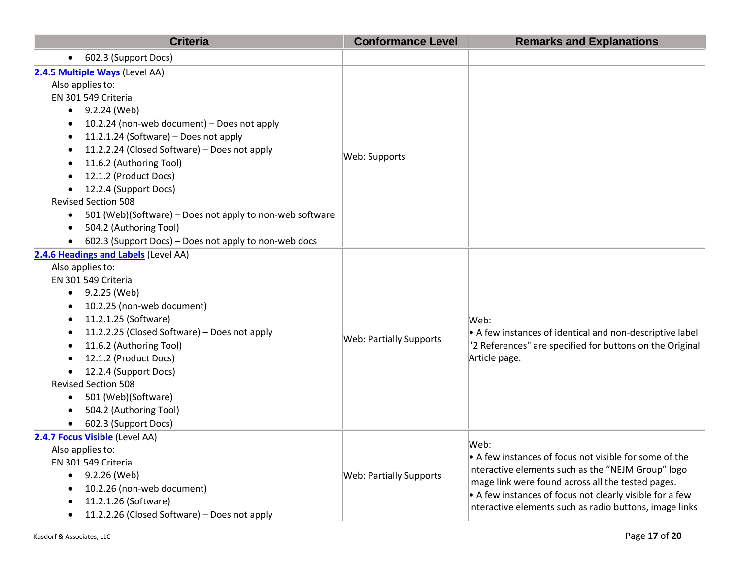| Criteria | Conformance Level | Remarks and Explanations |
|---|---|---|
| • 602.3 (Support Docs) | | |
| **2.4.5 Multiple Ways** (Level AA)<br>Also applies to:<br>EN 301 549 Criteria<br>• 9.2.24 (Web)<br>• 10.2.24 (non-web document) – Does not apply<br>• 11.2.1.24 (Software) – Does not apply<br>• 11.2.2.24 (Closed Software) – Does not apply<br>• 11.6.2 (Authoring Tool)<br>• 12.1.2 (Product Docs)<br>• 12.2.4 (Support Docs)<br>Revised Section 508<br>• 501 (Web)(Software) – Does not apply to non-web software<br>• 504.2 (Authoring Tool)<br>• 602.3 (Support Docs) – Does not apply to non-web docs | Web: Supports | |
| **2.4.6 Headings and Labels** (Level AA)<br>Also applies to:<br>EN 301 549 Criteria<br>• 9.2.25 (Web)<br>• 10.2.25 (non-web document)<br>• 11.2.1.25 (Software)<br>• 11.2.2.25 (Closed Software) – Does not apply<br>• 11.6.2 (Authoring Tool)<br>• 12.1.2 (Product Docs)<br>• 12.2.4 (Support Docs)<br>Revised Section 508<br>• 501 (Web)(Software)<br>• 504.2 (Authoring Tool)<br>• 602.3 (Support Docs) | Web: Partially Supports | Web:<br>• A few instances of identical and non-descriptive label "2 References" are specified for buttons on the Original Article page. |
| **2.4.7 Focus Visible** (Level AA)<br>Also applies to:<br>EN 301 549 Criteria<br>• 9.2.26 (Web)<br>• 10.2.26 (non-web document)<br>• 11.2.1.26 (Software)<br>• 11.2.2.26 (Closed Software) – Does not apply | Web: Partially Supports | Web:<br>• A few instances of focus not visible for some of the interactive elements such as the "NEJM Group" logo image link were found across all the tested pages.<br>• A few instances of focus not clearly visible for a few interactive elements such as radio buttons, image links |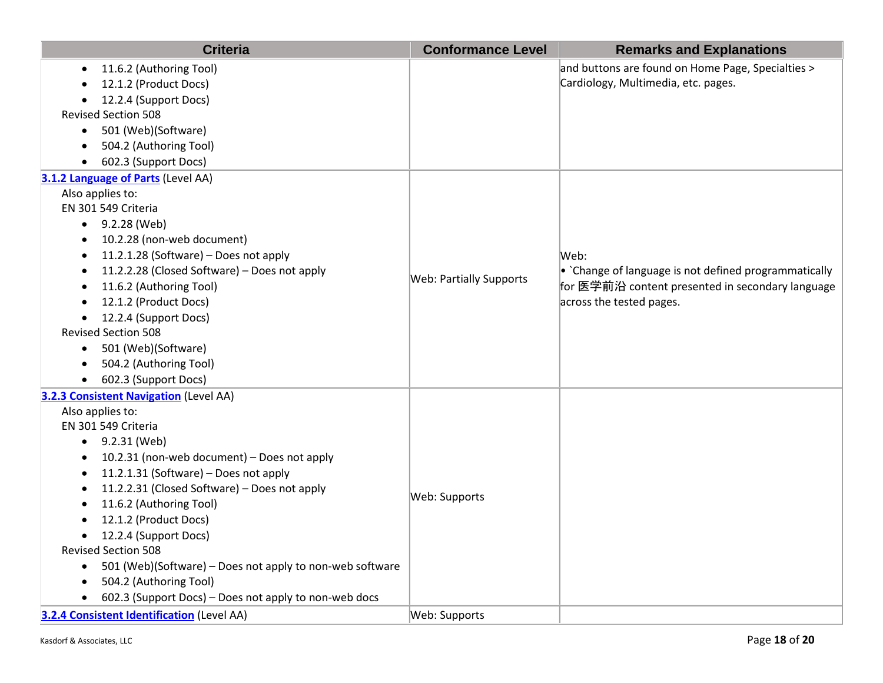| Criteria | Conformance Level | Remarks and Explanations |
| --- | --- | --- |
| • 11.6.2 (Authoring Tool)<br>• 12.1.2 (Product Docs)<br>• 12.2.4 (Support Docs)<br>Revised Section 508<br>• 501 (Web)(Software)<br>• 504.2 (Authoring Tool)<br>• 602.3 (Support Docs) | | and buttons are found on Home Page, Specialties > Cardiology, Multimedia, etc. pages. |
| **[3.1.2 Language of Parts]()** (Level AA)<br>Also applies to:<br>EN 301 549 Criteria<br>• 9.2.28 (Web)<br>• 10.2.28 (non-web document)<br>• 11.2.1.28 (Software) – Does not apply<br>• 11.2.2.28 (Closed Software) – Does not apply<br>• 11.6.2 (Authoring Tool)<br>• 12.1.2 (Product Docs)<br>• 12.2.4 (Support Docs)<br>Revised Section 508<br>• 501 (Web)(Software)<br>• 504.2 (Authoring Tool)<br>• 602.3 (Support Docs) | Web: Partially Supports | Web:<br>• `Change of language is not defined programmatically for 医学前沿 content presented in secondary language across the tested pages. |
| **[3.2.3 Consistent Navigation]()** (Level AA)<br>Also applies to:<br>EN 301 549 Criteria<br>• 9.2.31 (Web)<br>• 10.2.31 (non-web document) – Does not apply<br>• 11.2.1.31 (Software) – Does not apply<br>• 11.2.2.31 (Closed Software) – Does not apply<br>• 11.6.2 (Authoring Tool)<br>• 12.1.2 (Product Docs)<br>• 12.2.4 (Support Docs)<br>Revised Section 508<br>• 501 (Web)(Software) – Does not apply to non-web software<br>• 504.2 (Authoring Tool)<br>• 602.3 (Support Docs) – Does not apply to non-web docs | Web: Supports | |
| **[3.2.4 Consistent Identification]()** (Level AA) | Web: Supports | |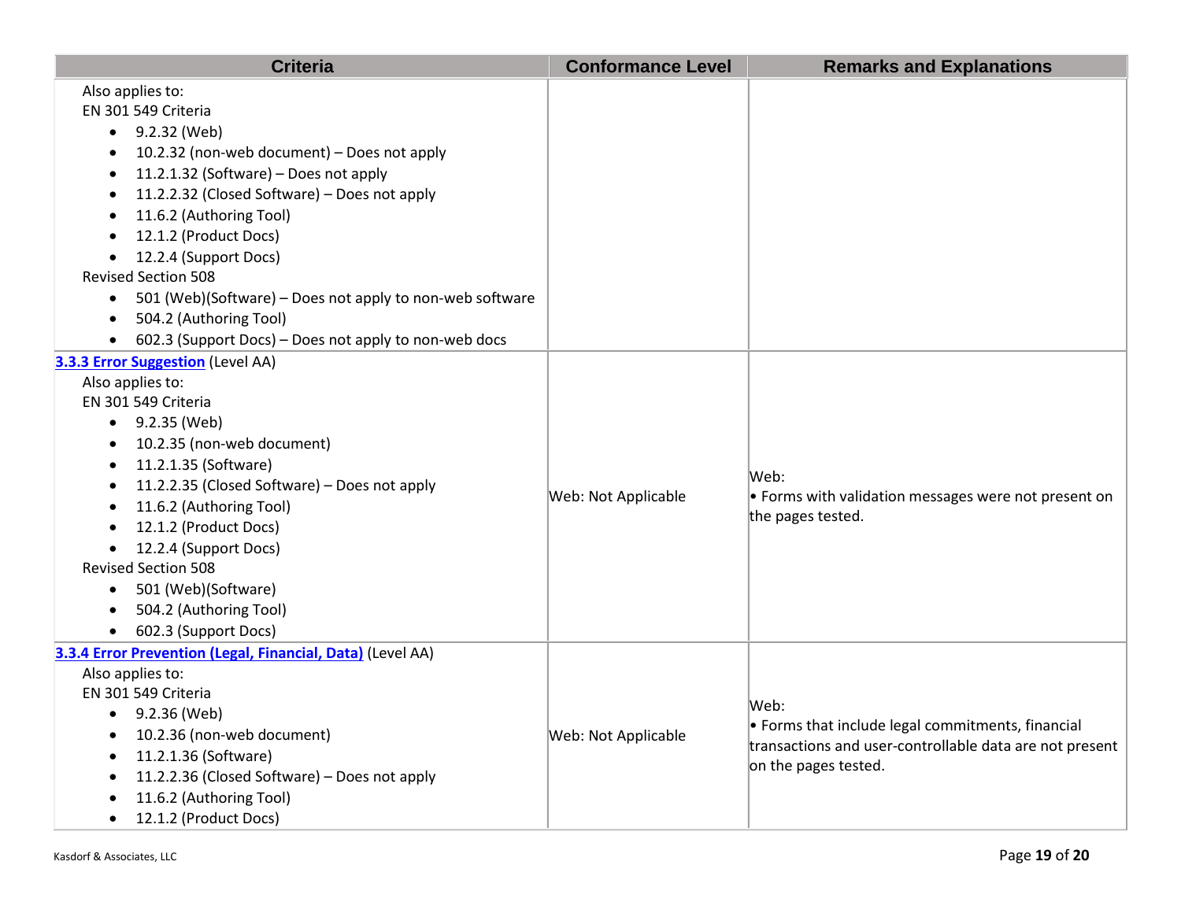| Criteria | Conformance Level | Remarks and Explanations |
|---|---|---|
| Also applies to:<br>EN 301 549 Criteria<br>• 9.2.32 (Web)<br>• 10.2.32 (non-web document) – Does not apply<br>• 11.2.1.32 (Software) – Does not apply<br>• 11.2.2.32 (Closed Software) – Does not apply<br>• 11.6.2 (Authoring Tool)<br>• 12.1.2 (Product Docs)<br>• 12.2.4 (Support Docs)<br>Revised Section 508<br>• 501 (Web)(Software) – Does not apply to non-web software<br>• 504.2 (Authoring Tool)<br>• 602.3 (Support Docs) – Does not apply to non-web docs | | |
| **3.3.3 Error Suggestion** (Level AA)<br>Also applies to:<br>EN 301 549 Criteria<br>• 9.2.35 (Web)<br>• 10.2.35 (non-web document)<br>• 11.2.1.35 (Software)<br>• 11.2.2.35 (Closed Software) – Does not apply<br>• 11.6.2 (Authoring Tool)<br>• 12.1.2 (Product Docs)<br>• 12.2.4 (Support Docs)<br>Revised Section 508<br>• 501 (Web)(Software)<br>• 504.2 (Authoring Tool)<br>• 602.3 (Support Docs) | Web: Not Applicable | Web:<br>• Forms with validation messages were not present on the pages tested. |
| **3.3.4 Error Prevention (Legal, Financial, Data)** (Level AA)<br>Also applies to:<br>EN 301 549 Criteria<br>• 9.2.36 (Web)<br>• 10.2.36 (non-web document)<br>• 11.2.1.36 (Software)<br>• 11.2.2.36 (Closed Software) – Does not apply<br>• 11.6.2 (Authoring Tool)<br>• 12.1.2 (Product Docs) | Web: Not Applicable | Web:<br>• Forms that include legal commitments, financial transactions and user-controllable data are not present on the pages tested. |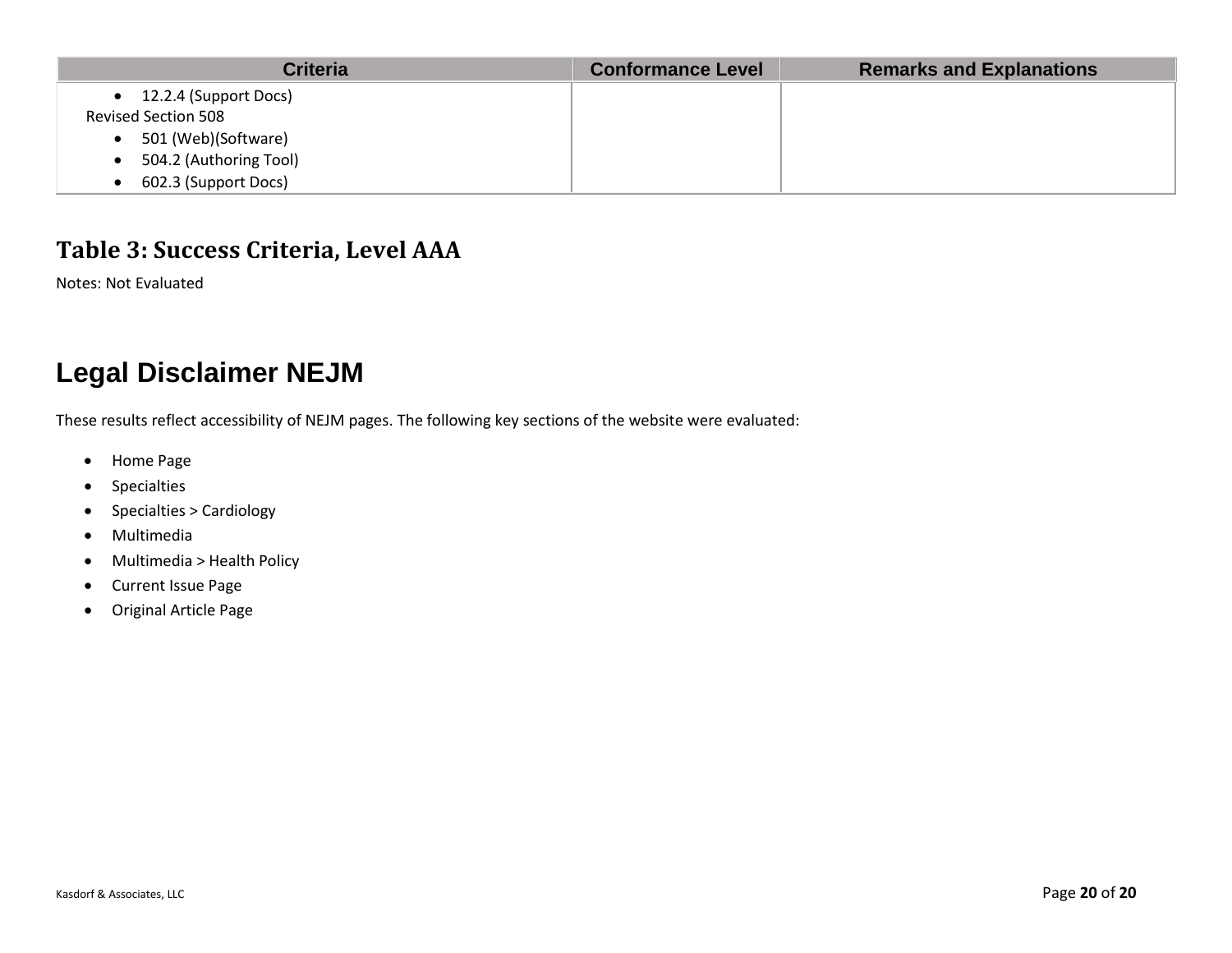| Criteria | Conformance Level | Remarks and Explanations |
| --- | --- | --- |
| • 12.2.4 (Support Docs)<br>Revised Section 508<br>• 501 (Web)(Software)<br>• 504.2 (Authoring Tool)<br>• 602.3 (Support Docs) | | |

## Table 3: Success Criteria, Level AAA

Notes: Not Evaluated

# Legal Disclaimer NEJM

These results reflect accessibility of NEJM pages. The following key sections of the website were evaluated:

- Home Page
- Specialties
- Specialties > Cardiology
- Multimedia
- Multimedia > Health Policy
- Current Issue Page
- Original Article Page